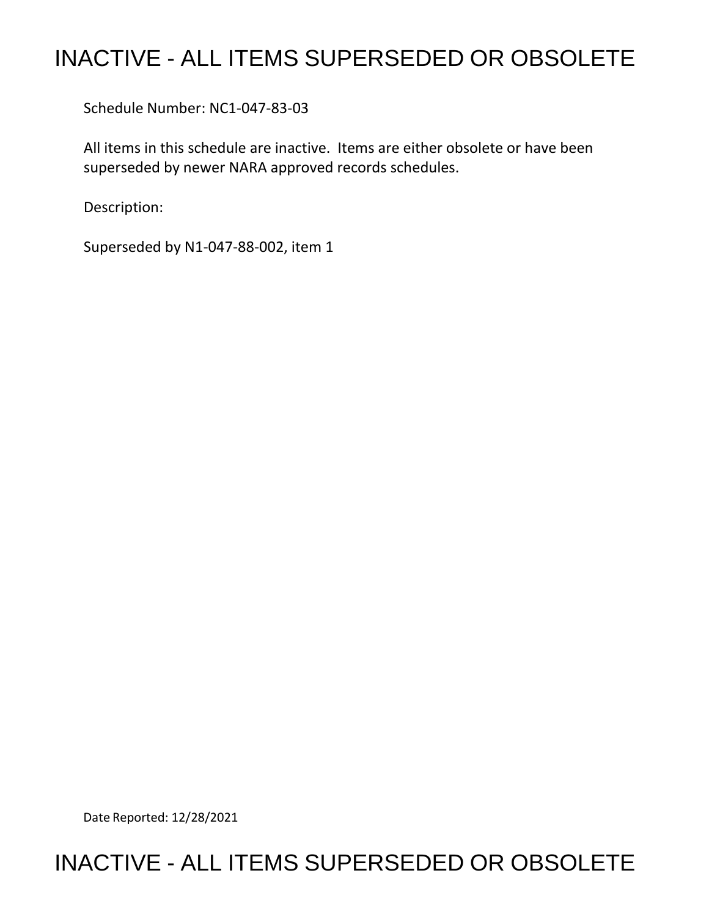# INACTIVE - ALL ITEMS SUPERSEDED OR OBSOLETE

Schedule Number: NC1-047-83-03

All items in this schedule are inactive. Items are either obsolete or have been superseded by newer NARA approved records schedules.

Description:

Superseded by N1-047-88-002, item 1

Date Reported: 12/28/2021

# INACTIVE - ALL ITEMS SUPERSEDED OR OBSOLETE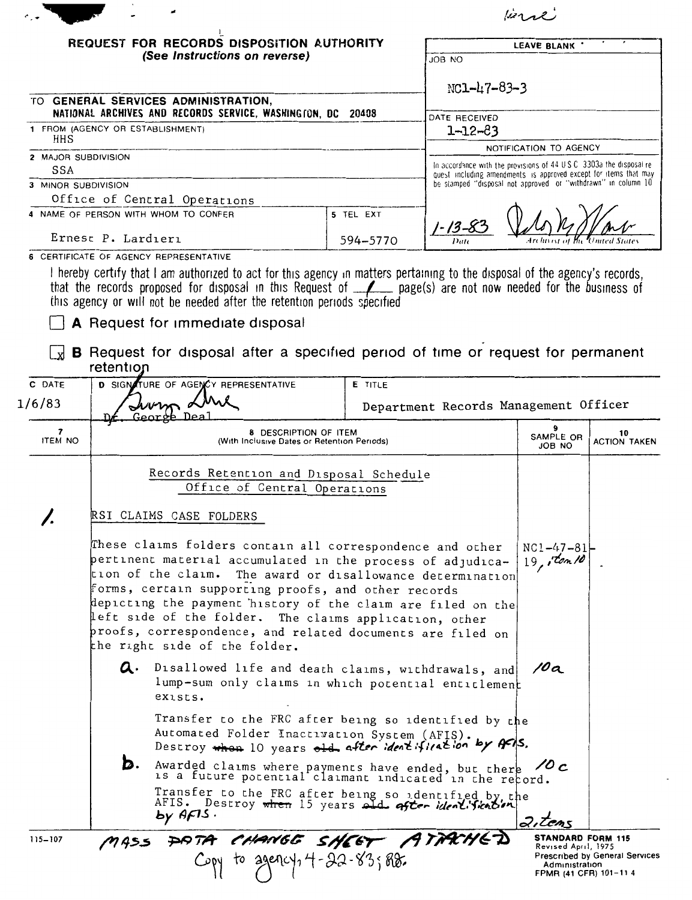REQUEST FOR RECORDS DISPOSITION AUTHORITY
*(See Instructions on reverse)*

| LEAVE BLANK |
|---|
| JOB NO: NC1-47-83-3 |
| DATE RECEIVED: 1-12-83 |
| NOTIFICATION TO AGENCY |
| In accordance with the provisions of 44 U S C 3303a the disposal request including amendments is approved except for items that may be stamped "disposal not approved" or "withdrawn" in column 10 |
| 1-13-83 (signature) Date / Archivist of the United States |

TO GENERAL SERVICES ADMINISTRATION,
NATIONAL ARCHIVES AND RECORDS SERVICE, WASHINGTON, DC 20408

1 FROM (AGENCY OR ESTABLISHMENT)
HHS

2 MAJOR SUBDIVISION
SSA

3 MINOR SUBDIVISION
Office of Central Operations

4 NAME OF PERSON WITH WHOM TO CONFER
Ernest P. Lardieri

5 TEL EXT
594-5770

6 CERTIFICATE OF AGENCY REPRESENTATIVE

I hereby certify that I am authorized to act for this agency in matters pertaining to the disposal of the agency's records, that the records proposed for disposal in this Request of 1 page(s) are not now needed for the business of this agency or will not be needed after the retention periods specified

☐ **A** Request for immediate disposal

☒ **B** Request for disposal after a specified period of time or request for permanent retention

| C DATE | D SIGNATURE OF AGENCY REPRESENTATIVE | E TITLE |
|---|---|---|
| 1/6/83 | Dr. George Deal | Department Records Management Officer |

| 7 ITEM NO | 8 DESCRIPTION OF ITEM (With Inclusive Dates or Retention Periods) | 9 SAMPLE OR JOB NO | 10 ACTION TAKEN |
|---|---|---|---|
| | Records Retention and Disposal Schedule<br>Office of Central Operations | | |
| 1. | RSI CLAIMS CASE FOLDERS | | |
| | These claims folders contain all correspondence and other pertinent material accumulated in the process of adjudication of the claim. The award or disallowance determination forms, certain supporting proofs, and other records depicting the payment history of the claim are filed on the left side of the folder. The claims application, other proofs, correspondence, and related documents are filed on the right side of the folder. | NC1-47-81-19, item 10 | |
| | a. Disallowed life and death claims, withdrawals, and lump-sum only claims in which potential entitlement exists.<br><br>Transfer to the FRC after being so identified by the Automated Folder Inactivation System (AFIS). Destroy ~~when~~ 10 years ~~old~~ after identification by AFIS. | 10a | |
| | b. Awarded claims where payments have ended, but there is a future potential claimant indicated in the record.<br><br>Transfer to the FRC after being so identified by the AFIS. Destroy ~~when~~ 15 years ~~old~~ after identification by AFIS. | 10c<br><br>2 items | |

115-107

MASS DATA CHANGE SHEET ATTACHED

Copy to agency, 4-22-83; RB.

STANDARD FORM 115
Revised April, 1975
Prescribed by General Services Administration
FPMR (41 CFR) 101-11 4